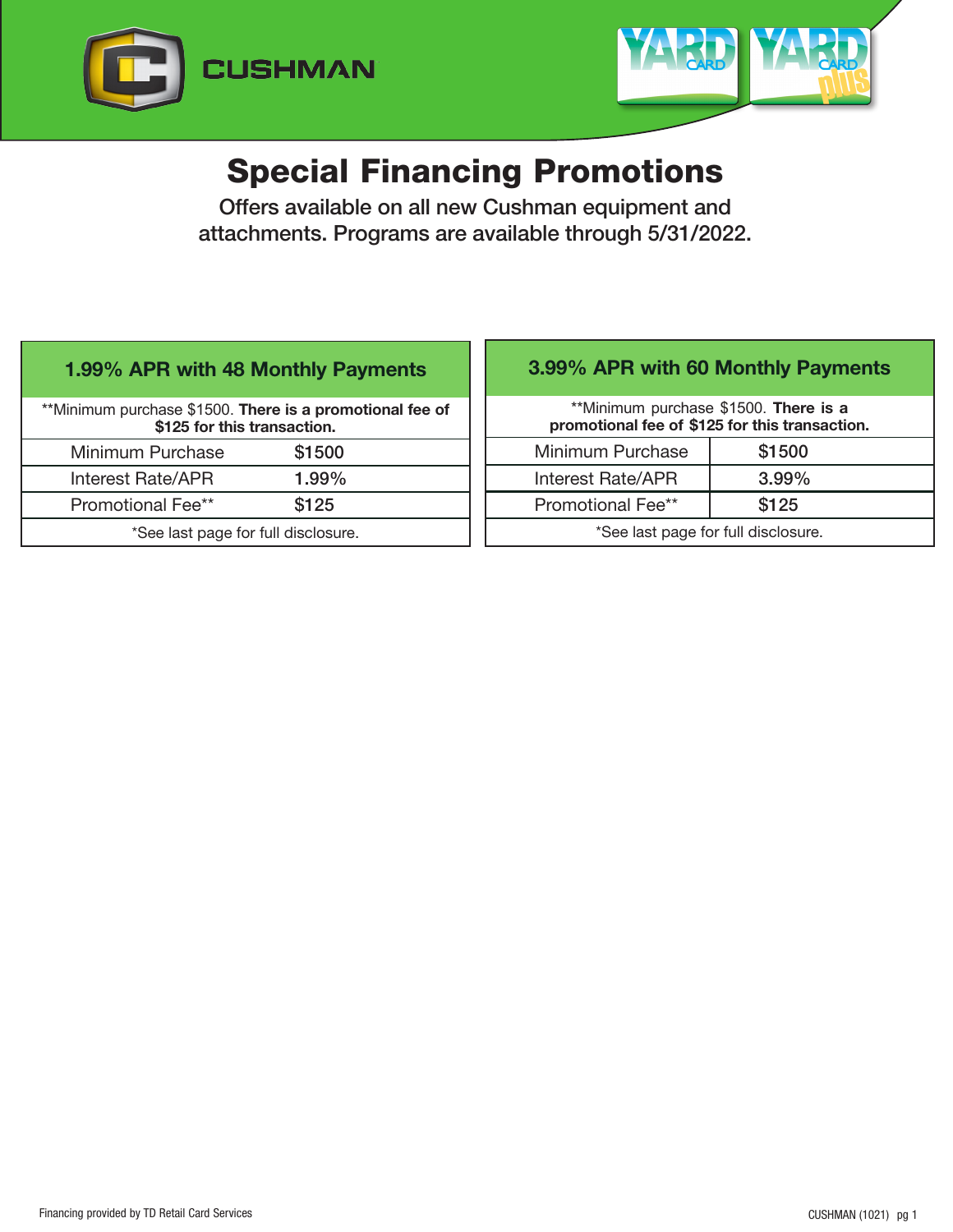CUSHMAN

YARD CARD | YARD CARD plus

# Special Financing Promotions

Offers available on all new Cushman equipment and attachments. Programs are available through 5/31/2022.

| 1.99% APR with 48 Monthly Payments | |
|---|---|
| **Minimum purchase $1500. **There is a promotional fee of $125 for this transaction.** | |
| Minimum Purchase | $1500 |
| Interest Rate/APR | 1.99% |
| Promotional Fee** | $125 |
| *See last page for full disclosure. | |

| 3.99% APR with 60 Monthly Payments | |
|---|---|
| **Minimum purchase $1500. **There is a promotional fee of $125 for this transaction.** | |
| Minimum Purchase | $1500 |
| Interest Rate/APR | 3.99% |
| Promotional Fee** | $125 |
| *See last page for full disclosure. | |

Financing provided by TD Retail Card Services

CUSHMAN (1021)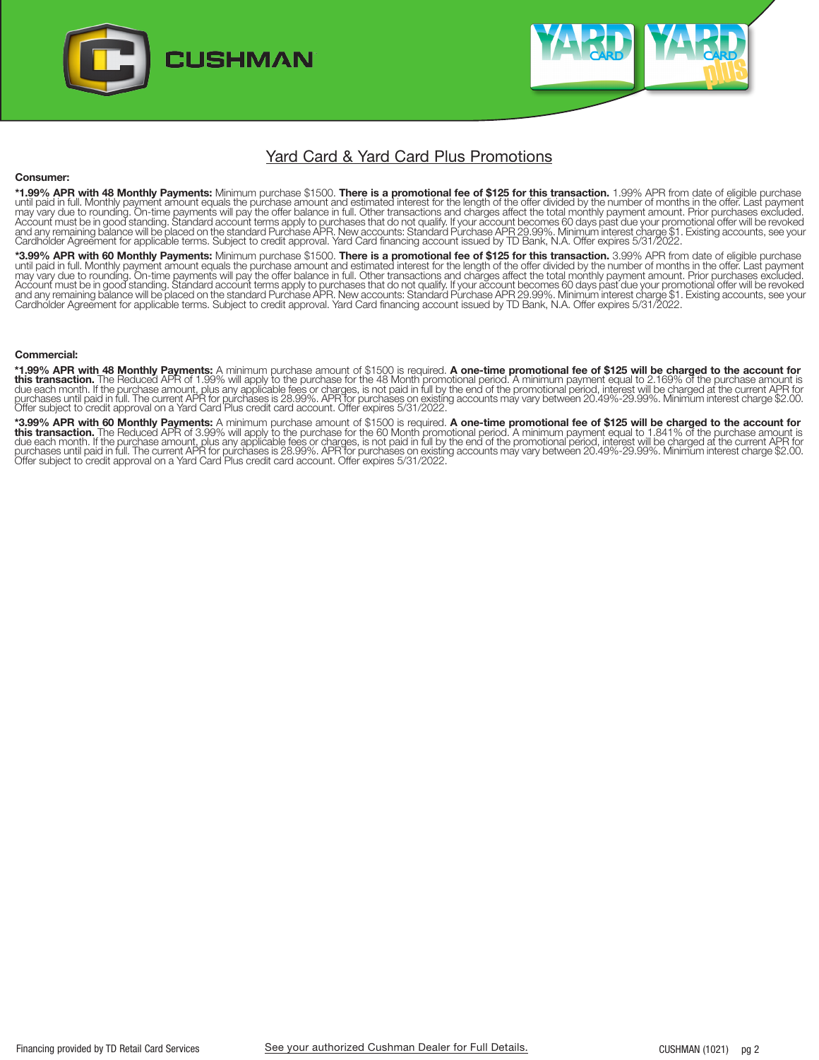CUSHMAN

# Yard Card & Yard Card Plus Promotions

**Consumer:**

***1.99% APR with 48 Monthly Payments:** Minimum purchase $1500. **There is a promotional fee of $125 for this transaction.** 1.99% APR from date of eligible purchase until paid in full. Monthly payment amount equals the purchase amount and estimated interest for the length of the offer divided by the number of months in the offer. Last payment may vary due to rounding. On-time payments will pay the offer balance in full. Other transactions and charges affect the total monthly payment amount. Prior purchases excluded. Account must be in good standing. Standard account terms apply to purchases that do not qualify. If your account becomes 60 days past due your promotional offer will be revoked and any remaining balance will be placed on the standard Purchase APR. New accounts: Standard Purchase APR 29.99%. Minimum interest charge $1. Existing accounts, see your Cardholder Agreement for applicable terms. Subject to credit approval. Yard Card financing account issued by TD Bank, N.A. Offer expires 5/31/2022.

***3.99% APR with 60 Monthly Payments:** Minimum purchase $1500. **There is a promotional fee of $125 for this transaction.** 3.99% APR from date of eligible purchase until paid in full. Monthly payment amount equals the purchase amount and estimated interest for the length of the offer divided by the number of months in the offer. Last payment may vary due to rounding. On-time payments will pay the offer balance in full. Other transactions and charges affect the total monthly payment amount. Prior purchases excluded. Account must be in good standing. Standard account terms apply to purchases that do not qualify. If your account becomes 60 days past due your promotional offer will be revoked and any remaining balance will be placed on the standard Purchase APR. New accounts: Standard Purchase APR 29.99%. Minimum interest charge $1. Existing accounts, see your Cardholder Agreement for applicable terms. Subject to credit approval. Yard Card financing account issued by TD Bank, N.A. Offer expires 5/31/2022.

**Commercial:**

***1.99% APR with 48 Monthly Payments:** A minimum purchase amount of $1500 is required. **A one-time promotional fee of $125 will be charged to the account for this transaction.** The Reduced APR of 1.99% will apply to the purchase for the 48 Month promotional period. A minimum payment equal to 2.169% of the purchase amount is due each month. If the purchase amount, plus any applicable fees or charges, is not paid in full by the end of the promotional period, interest will be charged at the current APR for purchases until paid in full. The current APR for purchases is 28.99%. APR for purchases on existing accounts may vary between 20.49%-29.99%. Minimum interest charge $2.00. Offer subject to credit approval on a Yard Card Plus credit card account. Offer expires 5/31/2022.

***3.99% APR with 60 Monthly Payments:** A minimum purchase amount of $1500 is required. **A one-time promotional fee of $125 will be charged to the account for this transaction.** The Reduced APR of 3.99% will apply to the purchase for the 60 Month promotional period. A minimum payment equal to 1.841% of the purchase amount is due each month. If the purchase amount, plus any applicable fees or charges, is not paid in full by the end of the promotional period, interest will be charged at the current APR for purchases until paid in full. The current APR for purchases is 28.99%. APR for purchases on existing accounts may vary between 20.49%-29.99%. Minimum interest charge $2.00. Offer subject to credit approval on a Yard Card Plus credit card account. Offer expires 5/31/2022.

Financing provided by TD Retail Card Services

See your authorized Cushman Dealer for Full Details.

CUSHMAN (1021)